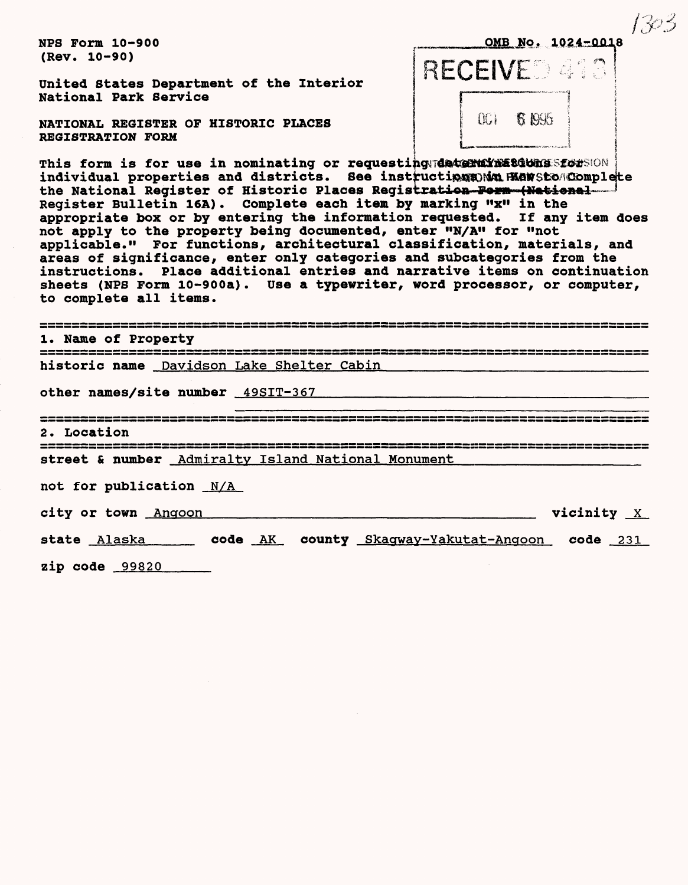NPS Form 10-900
(Rev. 10-90)

OMB No. 1024-0018

RECEIVED 413

OCT 6 1995

United States Department of the Interior
National Park Service

NATIONAL REGISTER OF HISTORIC PLACES
REGISTRATION FORM

This form is for use in nominating or requesting determinations for individual properties and districts. See instructions in How to Complete the National Register of Historic Places Registration Form (National Register Bulletin 16A). Complete each item by marking "x" in the appropriate box or by entering the information requested. If any item does not apply to the property being documented, enter "N/A" for "not applicable." For functions, architectural classification, materials, and areas of significance, enter only categories and subcategories from the instructions. Place additional entries and narrative items on continuation sheets (NPS Form 10-900a). Use a typewriter, word processor, or computer, to complete all items.

## 1. Name of Property

historic name Davidson Lake Shelter Cabin

other names/site number 49SIT-367

## 2. Location

street & number Admiralty Island National Monument

not for publication N/A

city or town Angoon  vicinity X

state Alaska  code AK  county Skagway-Yakutat-Angoon  code 231

zip code 99820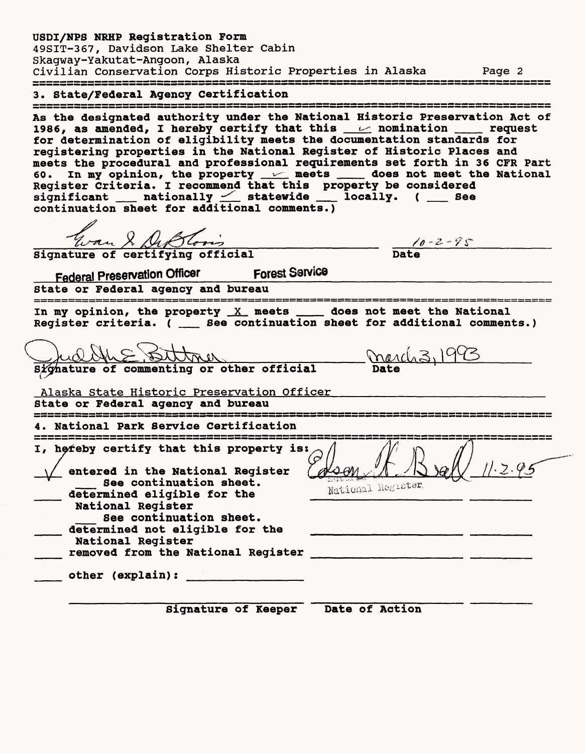USDI/NPS NRHP Registration Form
49SIT-367, Davidson Lake Shelter Cabin
Skagway-Yakutat-Angoon, Alaska
Civilian Conservation Corps Historic Properties in Alaska

## 3. State/Federal Agency Certification

As the designated authority under the National Historic Preservation Act of 1986, as amended, I hereby certify that this ✓ nomination ___ request for determination of eligibility meets the documentation standards for registering properties in the National Register of Historic Places and meets the procedural and professional requirements set forth in 36 CFR Part 60. In my opinion, the property ✓ meets ___ does not meet the National Register Criteria. I recommend that this property be considered significant ___ nationally ✓ statewide ___ locally. ( ___ See continuation sheet for additional comments.)

Evan I. DeBloois — 10-2-95
Signature of certifying official — Date

Federal Preservation Officer Forest Service
State or Federal agency and bureau

In my opinion, the property X meets ___ does not meet the National Register criteria. ( ___ See continuation sheet for additional comments.)

Judith E. Bittner — March 3, 1993
Signature of commenting or other official — Date

Alaska State Historic Preservation Officer
State or Federal agency and bureau

## 4. National Park Service Certification

I, hereby certify that this property is:

- ✓ entered in the National Register — Edson H. Beall — 11.2.95
  - ___ See continuation sheet.
- ___ determined eligible for the National Register
  - ___ See continuation sheet.
- ___ determined not eligible for the National Register
- ___ removed from the National Register
- ___ other (explain): ___

Signature of Keeper — Date of Action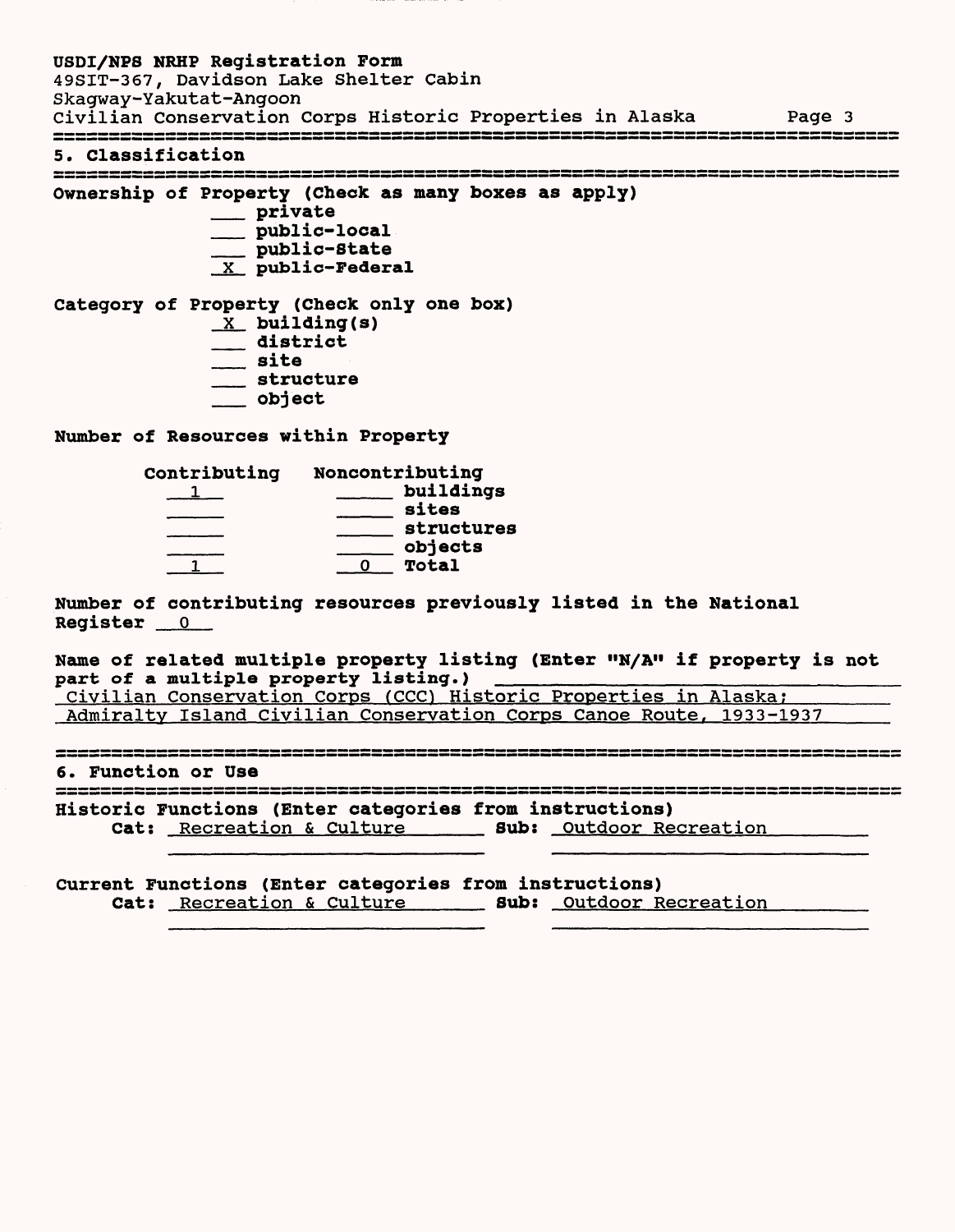## 5. Classification

**Ownership of Property (Check as many boxes as apply)**

- ___ private
- ___ public-local
- ___ public-State
- _X_ public-Federal

**Category of Property (Check only one box)**

- _X_ building(s)
- ___ district
- ___ site
- ___ structure
- ___ object

**Number of Resources within Property**

| Contributing | Noncontributing | |
|---|---|---|
| 1 | | buildings |
| | | sites |
| | | structures |
| | | objects |
| 1 | 0 | Total |

**Number of contributing resources previously listed in the National Register** 0

**Name of related multiple property listing (Enter "N/A" if property is not part of a multiple property listing.)**

Civilian Conservation Corps (CCC) Historic Properties in Alaska;
Admiralty Island Civilian Conservation Corps Canoe Route, 1933-1937

## 6. Function or Use

**Historic Functions (Enter categories from instructions)**

**Cat:** Recreation & Culture **Sub:** Outdoor Recreation

**Current Functions (Enter categories from instructions)**

**Cat:** Recreation & Culture **Sub:** Outdoor Recreation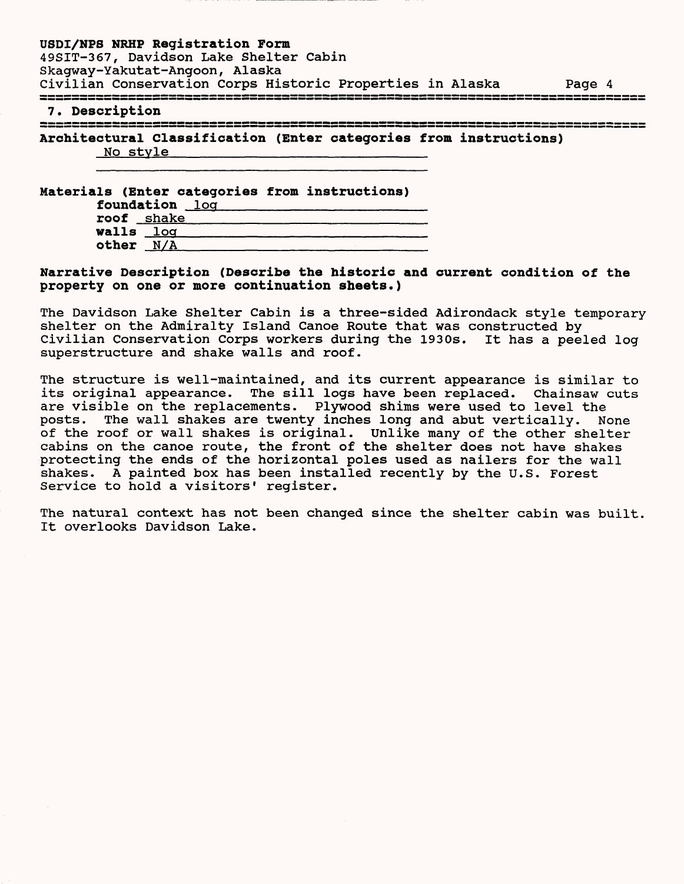## 7. Description

**Architectural Classification (Enter categories from instructions)**

No style

**Materials (Enter categories from instructions)**

**foundation** log
**roof** shake
**walls** log
**other** N/A

**Narrative Description (Describe the historic and current condition of the property on one or more continuation sheets.)**

The Davidson Lake Shelter Cabin is a three-sided Adirondack style temporary shelter on the Admiralty Island Canoe Route that was constructed by Civilian Conservation Corps workers during the 1930s. It has a peeled log superstructure and shake walls and roof.

The structure is well-maintained, and its current appearance is similar to its original appearance. The sill logs have been replaced. Chainsaw cuts are visible on the replacements. Plywood shims were used to level the posts. The wall shakes are twenty inches long and abut vertically. None of the roof or wall shakes is original. Unlike many of the other shelter cabins on the canoe route, the front of the shelter does not have shakes protecting the ends of the horizontal poles used as nailers for the wall shakes. A painted box has been installed recently by the U.S. Forest Service to hold a visitors' register.

The natural context has not been changed since the shelter cabin was built. It overlooks Davidson Lake.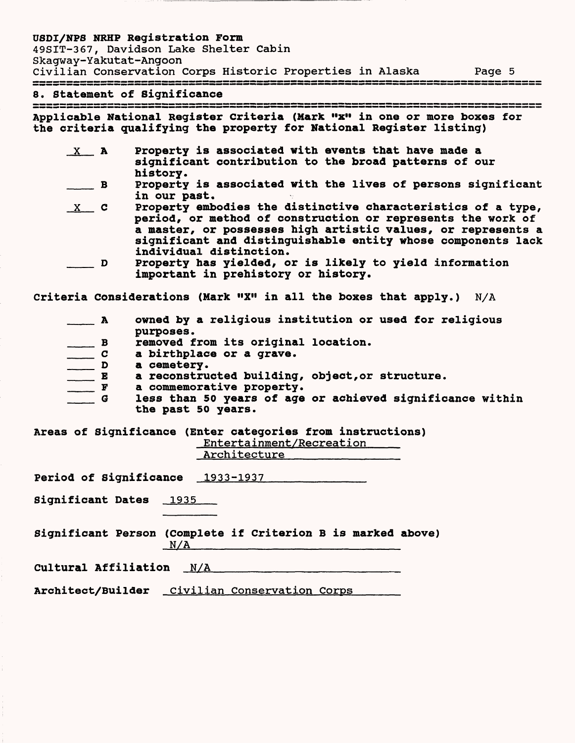## 8. Statement of Significance

**Applicable National Register Criteria (Mark "x" in one or more boxes for the criteria qualifying the property for National Register listing)**

- **X A** Property is associated with events that have made a significant contribution to the broad patterns of our history.
- **\_\_ B** Property is associated with the lives of persons significant in our past.
- **X C** Property embodies the distinctive characteristics of a type, period, or method of construction or represents the work of a master, or possesses high artistic values, or represents a significant and distinguishable entity whose components lack individual distinction.
- **\_\_ D** Property has yielded, or is likely to yield information important in prehistory or history.

**Criteria Considerations (Mark "X" in all the boxes that apply.)** N/A

- **\_\_ A** owned by a religious institution or used for religious purposes.
- **\_\_ B** removed from its original location.
- **\_\_ C** a birthplace or a grave.
- **\_\_ D** a cemetery.
- **\_\_ E** a reconstructed building, object,or structure.
- **\_\_ F** a commemorative property.
- **\_\_ G** less than 50 years of age or achieved significance within the past 50 years.

**Areas of Significance (Enter categories from instructions)**
Entertainment/Recreation
Architecture

**Period of Significance** 1933-1937

**Significant Dates** 1935

**Significant Person (Complete if Criterion B is marked above)**
N/A

**Cultural Affiliation** N/A

**Architect/Builder** Civilian Conservation Corps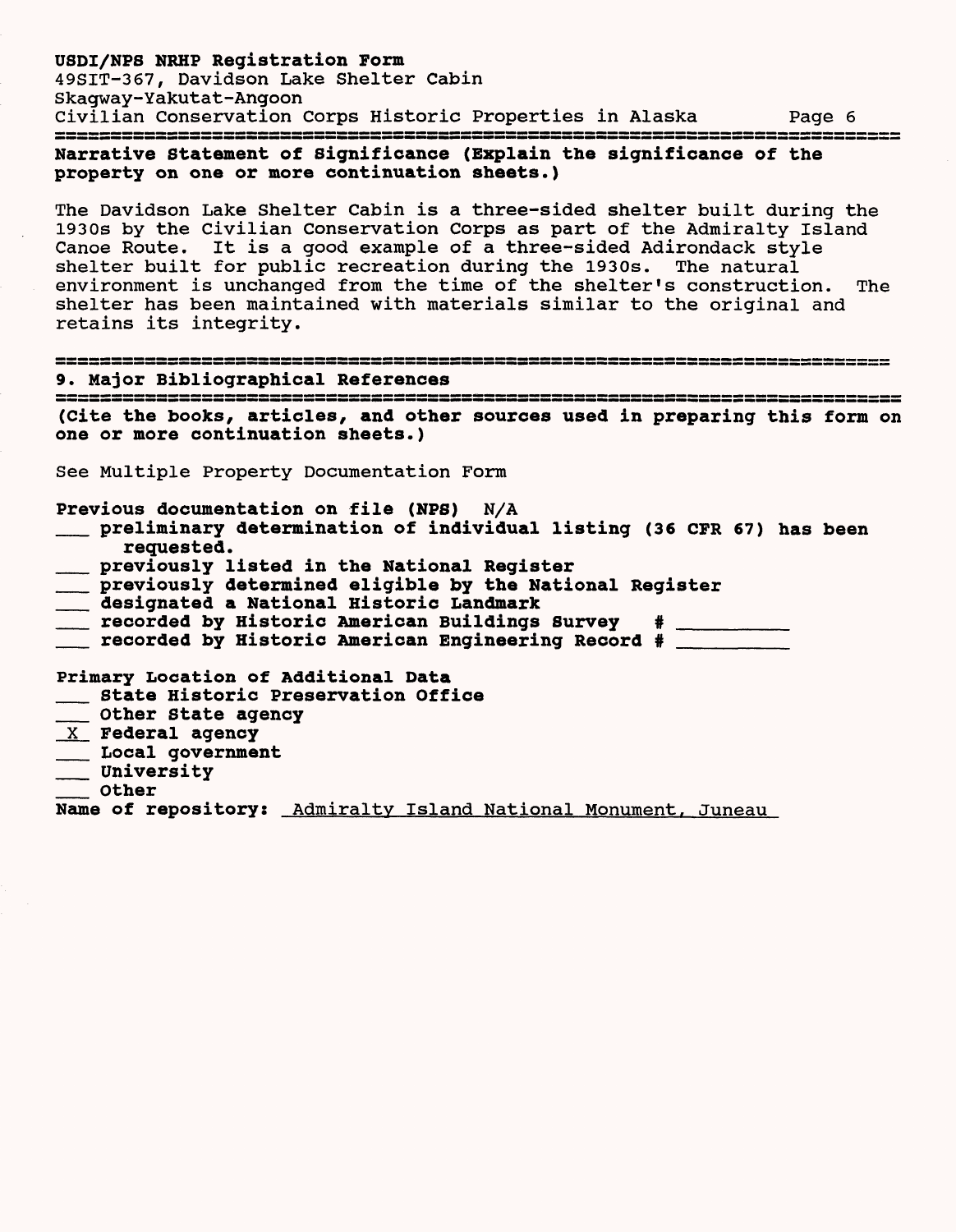**Narrative Statement of Significance (Explain the significance of the property on one or more continuation sheets.)**

The Davidson Lake Shelter Cabin is a three-sided shelter built during the 1930s by the Civilian Conservation Corps as part of the Admiralty Island Canoe Route. It is a good example of a three-sided Adirondack style shelter built for public recreation during the 1930s. The natural environment is unchanged from the time of the shelter's construction. The shelter has been maintained with materials similar to the original and retains its integrity.

## 9. Major Bibliographical References

**(Cite the books, articles, and other sources used in preparing this form on one or more continuation sheets.)**

See Multiple Property Documentation Form

**Previous documentation on file (NPS)** N/A

- ___ **preliminary determination of individual listing (36 CFR 67) has been requested.**
- ___ **previously listed in the National Register**
- ___ **previously determined eligible by the National Register**
- ___ **designated a National Historic Landmark**
- ___ **recorded by Historic American Buildings Survey # ________**
- ___ **recorded by Historic American Engineering Record # ________**

**Primary Location of Additional Data**

- ___ **State Historic Preservation Office**
- ___ **Other State agency**
- _X_ **Federal agency**
- ___ **Local government**
- ___ **University**
- ___ **Other**

**Name of repository:** Admiralty Island National Monument, Juneau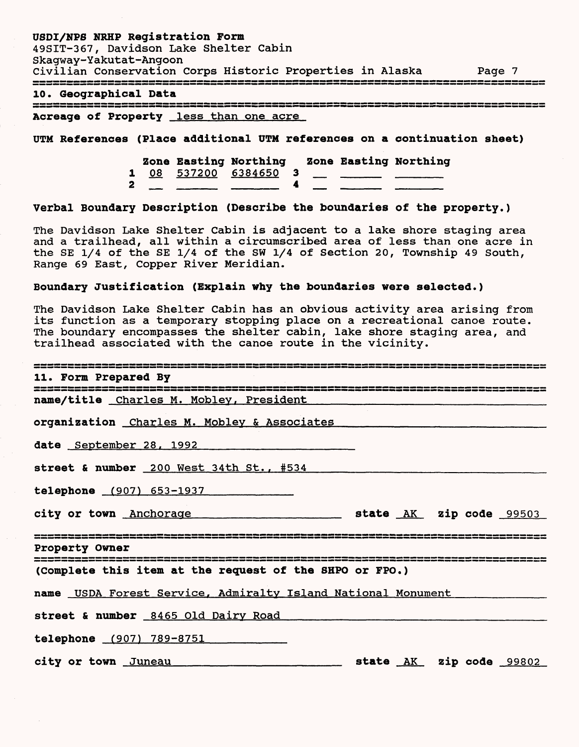## 10. Geographical Data

**Acreage of Property** less than one acre

**UTM References (Place additional UTM references on a continuation sheet)**

| | Zone | Easting | Northing | | Zone | Easting | Northing |
|---|---|---|---|---|---|---|---|
| 1 | 08 | 537200 | 6384650 | 3 | | | |
| 2 | | | | 4 | | | |

**Verbal Boundary Description (Describe the boundaries of the property.)**

The Davidson Lake Shelter Cabin is adjacent to a lake shore staging area and a trailhead, all within a circumscribed area of less than one acre in the SE 1/4 of the SE 1/4 of the SW 1/4 of Section 20, Township 49 South, Range 69 East, Copper River Meridian.

**Boundary Justification (Explain why the boundaries were selected.)**

The Davidson Lake Shelter Cabin has an obvious activity area arising from its function as a temporary stopping place on a recreational canoe route. The boundary encompasses the shelter cabin, lake shore staging area, and trailhead associated with the canoe route in the vicinity.

## 11. Form Prepared By

**name/title** Charles M. Mobley, President

**organization** Charles M. Mobley & Associates

**date** September 28, 1992

**street & number** 200 West 34th St., #534

**telephone** (907) 653-1937

**city or town** Anchorage **state** AK **zip code** 99503

## Property Owner

**(Complete this item at the request of the SHPO or FPO.)**

**name** USDA Forest Service, Admiralty Island National Monument

**street & number** 8465 Old Dairy Road

**telephone** (907) 789-8751

**city or town** Juneau **state** AK **zip code** 99802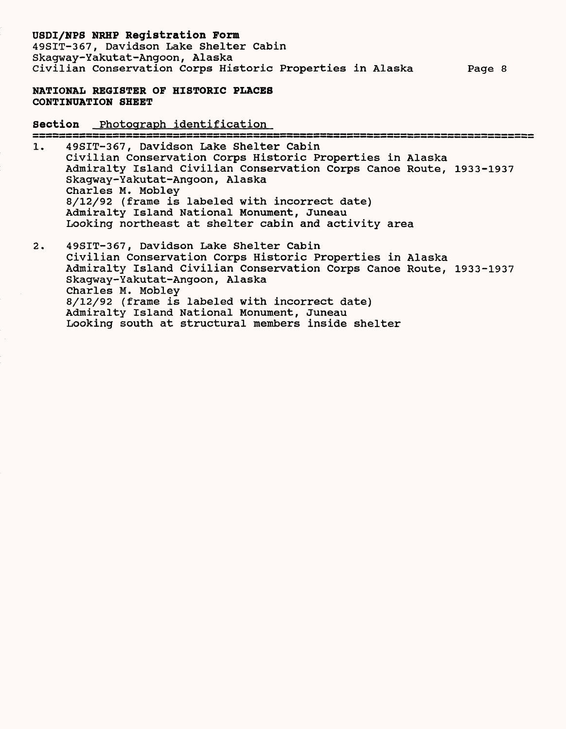**NATIONAL REGISTER OF HISTORIC PLACES**
**CONTINUATION SHEET**

**Section** Photograph identification

1. 49SIT-367, Davidson Lake Shelter Cabin
   Civilian Conservation Corps Historic Properties in Alaska
   Admiralty Island Civilian Conservation Corps Canoe Route, 1933-1937
   Skagway-Yakutat-Angoon, Alaska
   Charles M. Mobley
   8/12/92 (frame is labeled with incorrect date)
   Admiralty Island National Monument, Juneau
   Looking northeast at shelter cabin and activity area

2. 49SIT-367, Davidson Lake Shelter Cabin
   Civilian Conservation Corps Historic Properties in Alaska
   Admiralty Island Civilian Conservation Corps Canoe Route, 1933-1937
   Skagway-Yakutat-Angoon, Alaska
   Charles M. Mobley
   8/12/92 (frame is labeled with incorrect date)
   Admiralty Island National Monument, Juneau
   Looking south at structural members inside shelter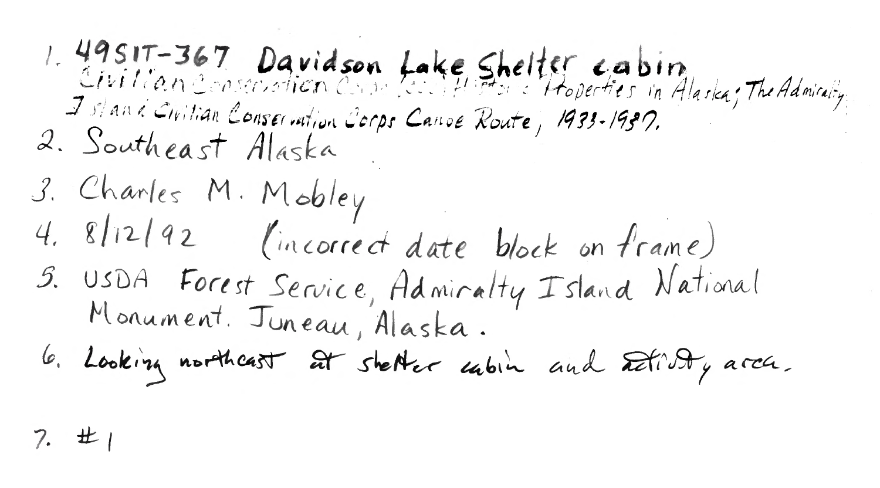1. 49SIT-367 Davidson Lake Shelter cabin
   Civilian Conservation Corps (CCC) Historic Properties in Alaska; The Admiralty Island Civilian Conservation Corps Canoe Route, 1933-1937.
2. Southeast Alaska
3. Charles M. Mobley
4. 8/12/92 (incorrect date block on frame)
5. USDA Forest Service, Admiralty Island National Monument. Juneau, Alaska.
6. Looking northeast at shelter cabin and activity area.
7. #1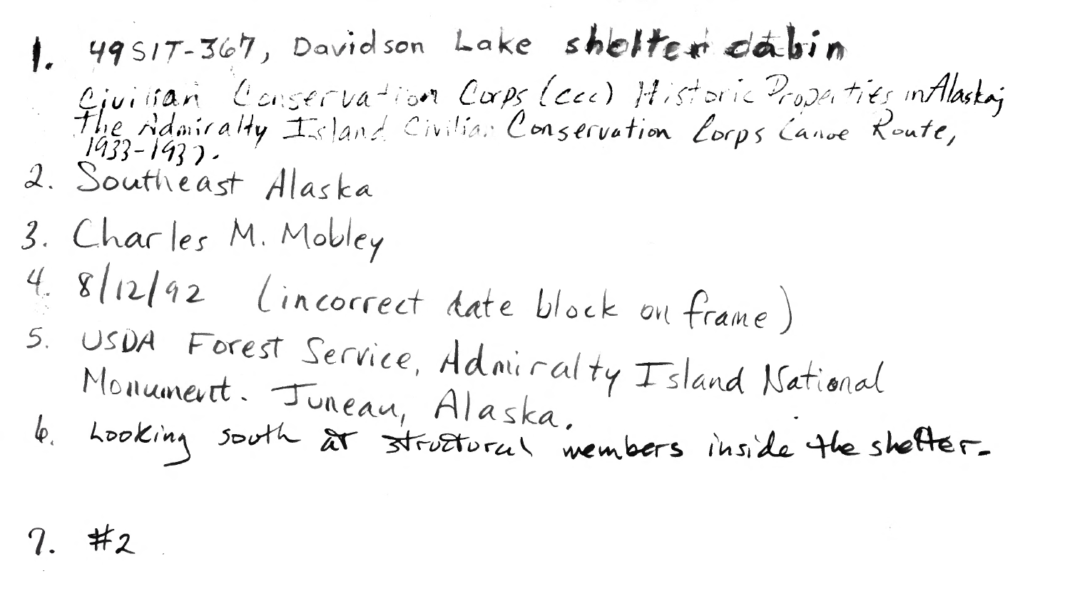1. 49SIT-367, Davidson Lake shelter cabin

   Civilian Conservation Corps (CCC) Historic Properties in Alaska; The Admiralty Island Civilian Conservation Corps Canoe Route, 1933-1937.

2. Southeast Alaska
3. Charles M. Mobley
4. 8/12/92 (incorrect date block on frame)
5. USDA Forest Service, Admiralty Island National Monument. Juneau, Alaska.
6. Looking south at structural members inside the shelter.
7. #2